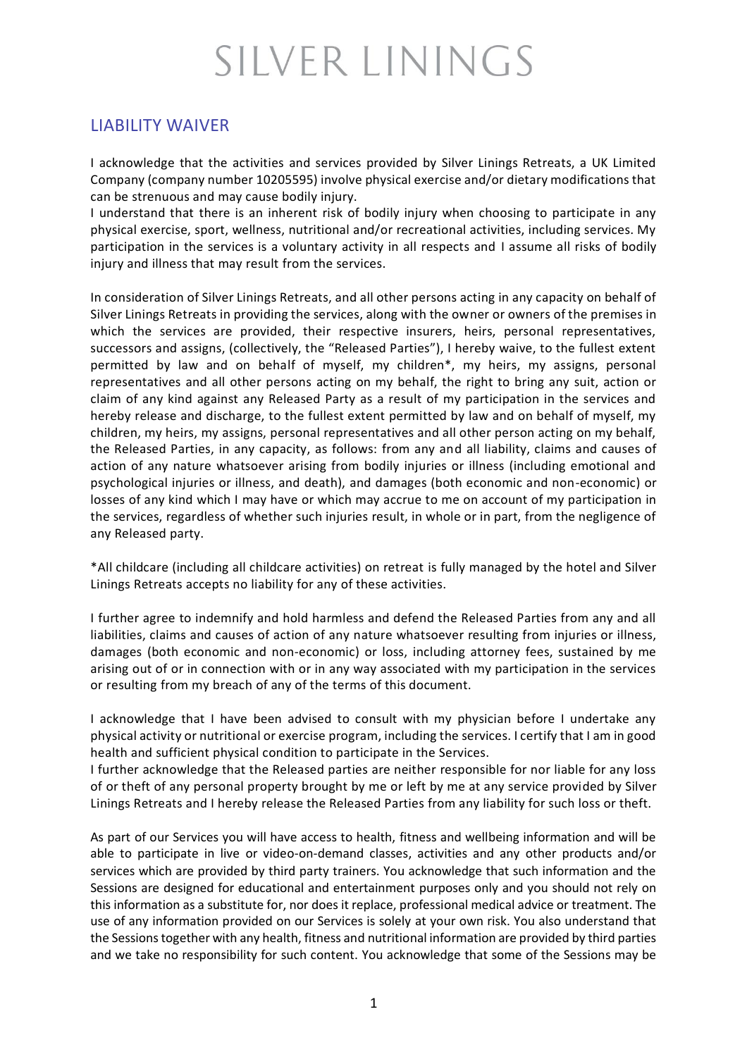# SILVER LININGS

## LIABILITY WAIVER

I acknowledge that the activities and services provided by Silver Linings Retreats, a UK Limited Company (company number 10205595) involve physical exercise and/or dietary modifications that can be strenuous and may cause bodily injury.
I understand that there is an inherent risk of bodily injury when choosing to participate in any physical exercise, sport, wellness, nutritional and/or recreational activities, including services. My participation in the services is a voluntary activity in all respects and I assume all risks of bodily injury and illness that may result from the services.

In consideration of Silver Linings Retreats, and all other persons acting in any capacity on behalf of Silver Linings Retreats in providing the services, along with the owner or owners of the premises in which the services are provided, their respective insurers, heirs, personal representatives, successors and assigns, (collectively, the "Released Parties"), I hereby waive, to the fullest extent permitted by law and on behalf of myself, my children*, my heirs, my assigns, personal representatives and all other persons acting on my behalf, the right to bring any suit, action or claim of any kind against any Released Party as a result of my participation in the services and hereby release and discharge, to the fullest extent permitted by law and on behalf of myself, my children, my heirs, my assigns, personal representatives and all other person acting on my behalf, the Released Parties, in any capacity, as follows: from any and all liability, claims and causes of action of any nature whatsoever arising from bodily injuries or illness (including emotional and psychological injuries or illness, and death), and damages (both economic and non-economic) or losses of any kind which I may have or which may accrue to me on account of my participation in the services, regardless of whether such injuries result, in whole or in part, from the negligence of any Released party.

*All childcare (including all childcare activities) on retreat is fully managed by the hotel and Silver Linings Retreats accepts no liability for any of these activities.

I further agree to indemnify and hold harmless and defend the Released Parties from any and all liabilities, claims and causes of action of any nature whatsoever resulting from injuries or illness, damages (both economic and non-economic) or loss, including attorney fees, sustained by me arising out of or in connection with or in any way associated with my participation in the services or resulting from my breach of any of the terms of this document.

I acknowledge that I have been advised to consult with my physician before I undertake any physical activity or nutritional or exercise program, including the services. I certify that I am in good health and sufficient physical condition to participate in the Services.
I further acknowledge that the Released parties are neither responsible for nor liable for any loss of or theft of any personal property brought by me or left by me at any service provided by Silver Linings Retreats and I hereby release the Released Parties from any liability for such loss or theft.

As part of our Services you will have access to health, fitness and wellbeing information and will be able to participate in live or video-on-demand classes, activities and any other products and/or services which are provided by third party trainers. You acknowledge that such information and the Sessions are designed for educational and entertainment purposes only and you should not rely on this information as a substitute for, nor does it replace, professional medical advice or treatment. The use of any information provided on our Services is solely at your own risk. You also understand that the Sessions together with any health, fitness and nutritional information are provided by third parties and we take no responsibility for such content. You acknowledge that some of the Sessions may be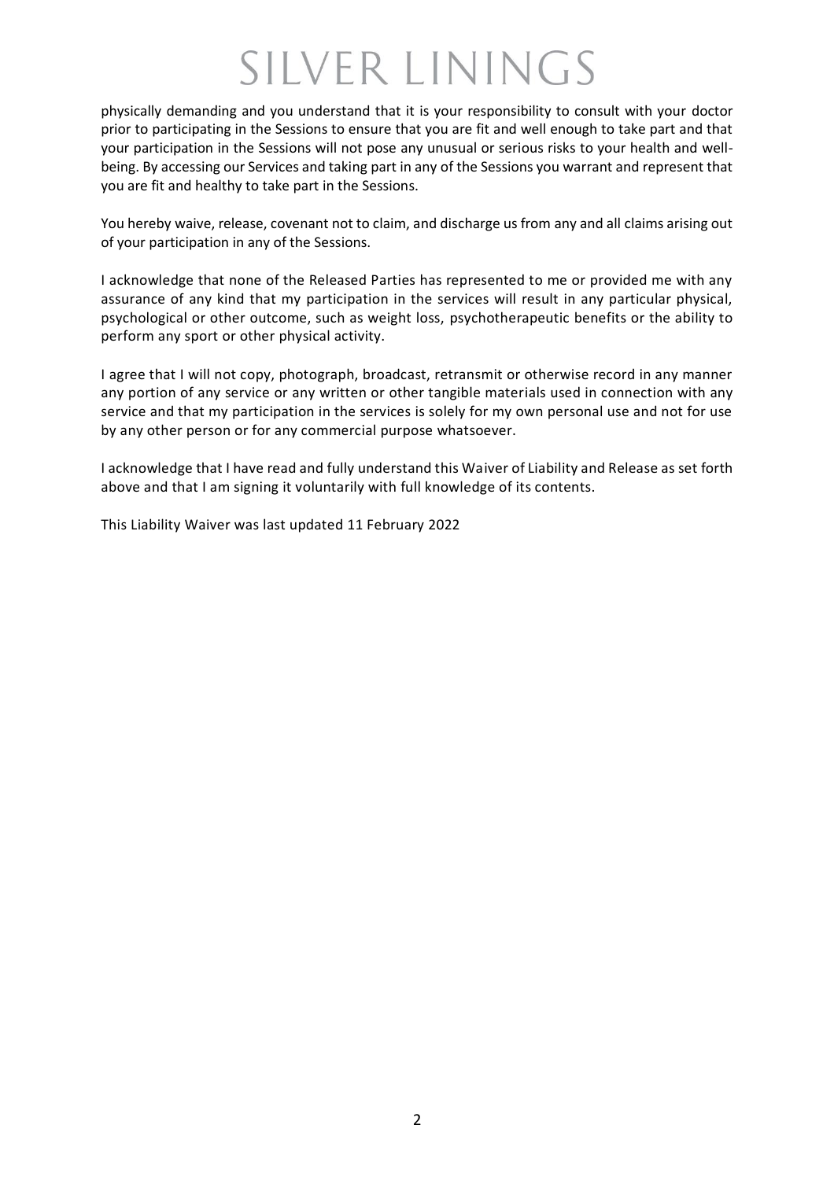physically demanding and you understand that it is your responsibility to consult with your doctor prior to participating in the Sessions to ensure that you are fit and well enough to take part and that your participation in the Sessions will not pose any unusual or serious risks to your health and well-being. By accessing our Services and taking part in any of the Sessions you warrant and represent that you are fit and healthy to take part in the Sessions.

You hereby waive, release, covenant not to claim, and discharge us from any and all claims arising out of your participation in any of the Sessions.

I acknowledge that none of the Released Parties has represented to me or provided me with any assurance of any kind that my participation in the services will result in any particular physical, psychological or other outcome, such as weight loss, psychotherapeutic benefits or the ability to perform any sport or other physical activity.

I agree that I will not copy, photograph, broadcast, retransmit or otherwise record in any manner any portion of any service or any written or other tangible materials used in connection with any service and that my participation in the services is solely for my own personal use and not for use by any other person or for any commercial purpose whatsoever.

I acknowledge that I have read and fully understand this Waiver of Liability and Release as set forth above and that I am signing it voluntarily with full knowledge of its contents.

This Liability Waiver was last updated 11 February 2022